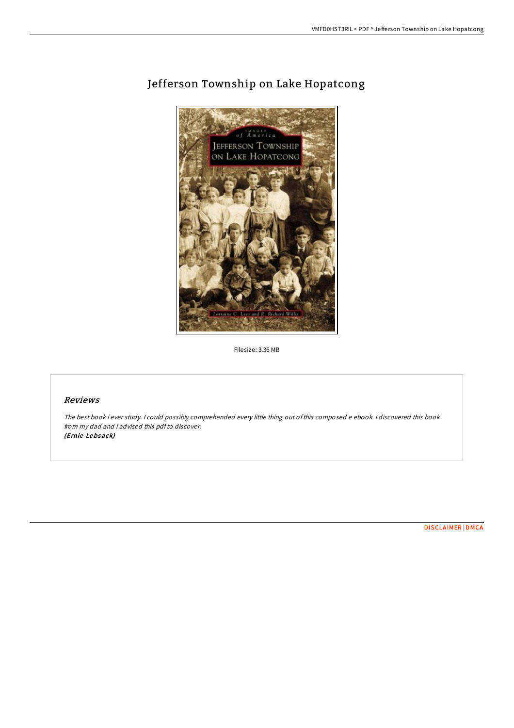# Jefferson Township on Lake Hopatcong

Filesize: 3.36 MB

## *Reviews*

*The best book i ever study. I could possibly comprehended every little thing out of this composed e ebook. I discovered this book from my dad and i advised this pdf to discover.*
***(Ernie Lebsack)***

DISCLAIMER | DMCA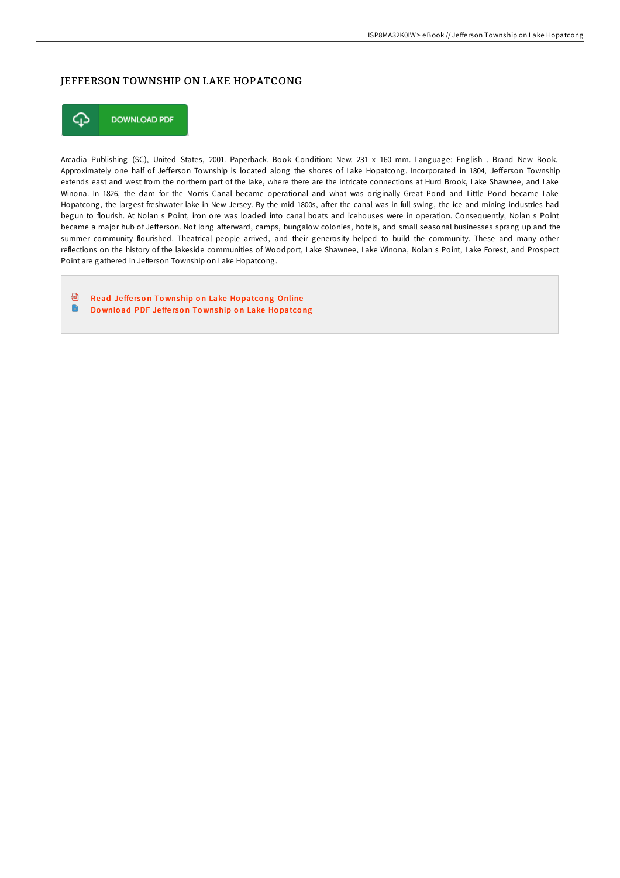# JEFFERSON TOWNSHIP ON LAKE HOPATCONG

DOWNLOAD PDF

Arcadia Publishing (SC), United States, 2001. Paperback. Book Condition: New. 231 x 160 mm. Language: English . Brand New Book. Approximately one half of Jefferson Township is located along the shores of Lake Hopatcong. Incorporated in 1804, Jefferson Township extends east and west from the northern part of the lake, where there are the intricate connections at Hurd Brook, Lake Shawnee, and Lake Winona. In 1826, the dam for the Morris Canal became operational and what was originally Great Pond and Little Pond became Lake Hopatcong, the largest freshwater lake in New Jersey. By the mid-1800s, after the canal was in full swing, the ice and mining industries had begun to flourish. At Nolan s Point, iron ore was loaded into canal boats and icehouses were in operation. Consequently, Nolan s Point became a major hub of Jefferson. Not long afterward, camps, bungalow colonies, hotels, and small seasonal businesses sprang up and the summer community flourished. Theatrical people arrived, and their generosity helped to build the community. These and many other reflections on the history of the lakeside communities of Woodport, Lake Shawnee, Lake Winona, Nolan s Point, Lake Forest, and Prospect Point are gathered in Jefferson Township on Lake Hopatcong.

- Read Jefferson Township on Lake Hopatcong Online
- Download PDF Jefferson Township on Lake Hopatcong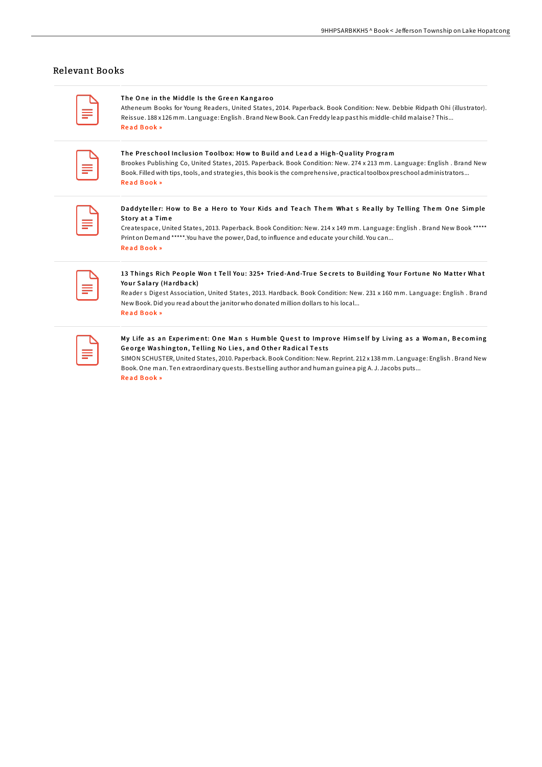## Relevant Books

### The One in the Middle Is the Green Kangaroo

Atheneum Books for Young Readers, United States, 2014. Paperback. Book Condition: New. Debbie Ridpath Ohi (illustrator). Reissue. 188 x 126 mm. Language: English . Brand New Book. Can Freddy leap past his middle-child malaise? This...
Read Book »

### The Preschool Inclusion Toolbox: How to Build and Lead a High-Quality Program

Brookes Publishing Co, United States, 2015. Paperback. Book Condition: New. 274 x 213 mm. Language: English . Brand New Book. Filled with tips, tools, and strategies, this book is the comprehensive, practical toolbox preschool administrators...
Read Book »

### Daddyteller: How to Be a Hero to Your Kids and Teach Them What s Really by Telling Them One Simple Story at a Time

Createspace, United States, 2013. Paperback. Book Condition: New. 214 x 149 mm. Language: English . Brand New Book ***** Print on Demand *****.You have the power, Dad, to influence and educate your child. You can...
Read Book »

### 13 Things Rich People Won t Tell You: 325+ Tried-And-True Secrets to Building Your Fortune No Matter What Your Salary (Hardback)

Reader s Digest Association, United States, 2013. Hardback. Book Condition: New. 231 x 160 mm. Language: English . Brand New Book. Did you read about the janitor who donated million dollars to his local...
Read Book »

### My Life as an Experiment: One Man s Humble Quest to Improve Himself by Living as a Woman, Becoming George Washington, Telling No Lies, and Other Radical Tests

SIMON SCHUSTER, United States, 2010. Paperback. Book Condition: New. Reprint. 212 x 138 mm. Language: English . Brand New Book. One man. Ten extraordinary quests. Bestselling author and human guinea pig A. J. Jacobs puts...
Read Book »